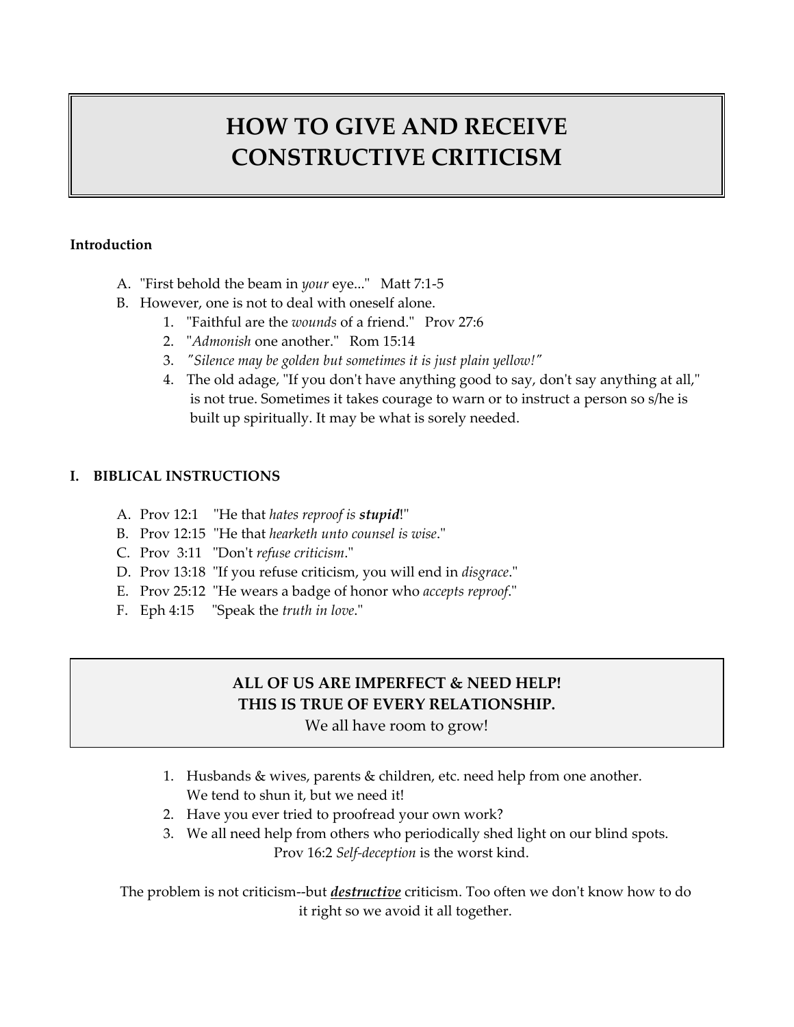# HOW TO GIVE AND RECEIVE CONSTRUCTIVE CRITICISM

**Introduction**

A. "First behold the beam in *your* eye..." Matt 7:1-5

B. However, one is not to deal with oneself alone.

1. "Faithful are the *wounds* of a friend." Prov 27:6
2. "*Admonish* one another." Rom 15:14
3. *"Silence may be golden but sometimes it is just plain yellow!"*
4. The old adage, "If you don't have anything good to say, don't say anything at all," is not true. Sometimes it takes courage to warn or to instruct a person so s/he is built up spiritually. It may be what is sorely needed.

## I. BIBLICAL INSTRUCTIONS

A. Prov 12:1 "He that *hates reproof is **stupid***!"

B. Prov 12:15 "He that *hearketh unto counsel is wise*."

C. Prov 3:11 "Don't *refuse criticism*."

D. Prov 13:18 "If you refuse criticism, you will end in *disgrace*."

E. Prov 25:12 "He wears a badge of honor who *accepts reproof*."

F. Eph 4:15 "Speak the *truth in love*."

**ALL OF US ARE IMPERFECT & NEED HELP!**
**THIS IS TRUE OF EVERY RELATIONSHIP.**
We all have room to grow!

1. Husbands & wives, parents & children, etc. need help from one another. We tend to shun it, but we need it!
2. Have you ever tried to proofread your own work?
3. We all need help from others who periodically shed light on our blind spots. Prov 16:2 *Self-deception* is the worst kind.

The problem is not criticism--but ***destructive*** criticism. Too often we don't know how to do it right so we avoid it all together.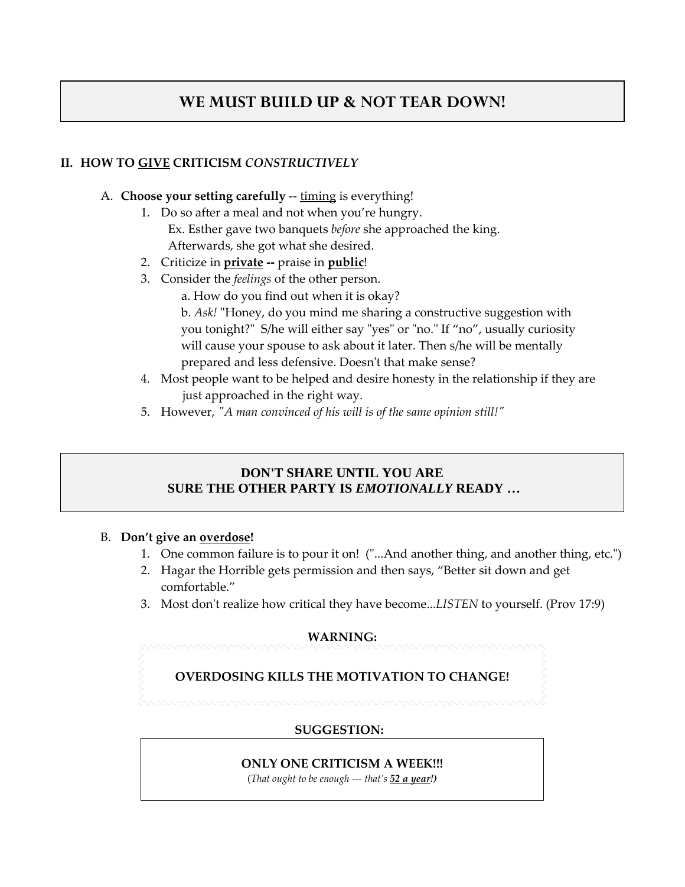# WE MUST BUILD UP & NOT TEAR DOWN!

## II. HOW TO <u>GIVE</u> CRITICISM *CONSTRUCTIVELY*

A. **Choose your setting carefully** -- <u>timing</u> is everything!

1. Do so after a meal and not when you're hungry.
   Ex. Esther gave two banquets *before* she approached the king.
   Afterwards, she got what she desired.
2. Criticize in **<u>private</u> --** praise in **<u>public</u>**!
3. Consider the *feelings* of the other person.
   a. How do you find out when it is okay?
   b. *Ask!* "Honey, do you mind me sharing a constructive suggestion with you tonight?" S/he will either say "yes" or "no." If "no", usually curiosity will cause your spouse to ask about it later. Then s/he will be mentally prepared and less defensive. Doesn't that make sense?
4. Most people want to be helped and desire honesty in the relationship if they are just approached in the right way.
5. However, *"A man convinced of his will is of the same opinion still!"*

**DON'T SHARE UNTIL YOU ARE SURE THE OTHER PARTY IS *EMOTIONALLY* READY …**

B. **Don't give an <u>overdose</u>!**

1. One common failure is to pour it on! ("...And another thing, and another thing, etc.")
2. Hagar the Horrible gets permission and then says, "Better sit down and get comfortable."
3. Most don't realize how critical they have become...*LISTEN* to yourself. (Prov 17:9)

**WARNING:**

**OVERDOSING KILLS THE MOTIVATION TO CHANGE!**

**SUGGESTION:**

**ONLY ONE CRITICISM A WEEK!!!**
(*That ought to be enough --- that's **<u>52 a year</u>!***)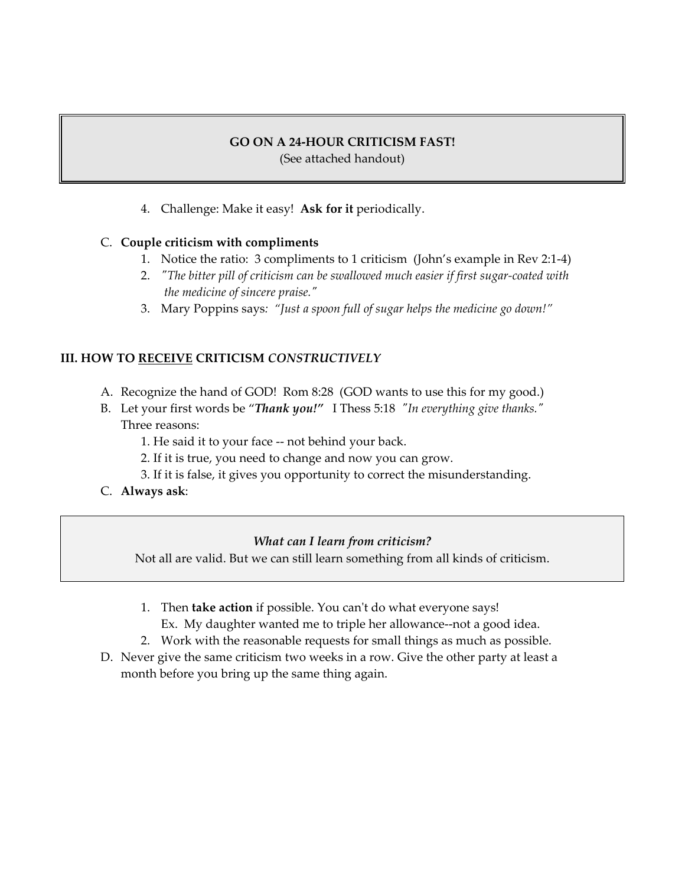**GO ON A 24-HOUR CRITICISM FAST!**
(See attached handout)

4. Challenge: Make it easy! **Ask for it** periodically.

C. **Couple criticism with compliments**
   1. Notice the ratio: 3 compliments to 1 criticism (John's example in Rev 2:1-4)
   2. *"The bitter pill of criticism can be swallowed much easier if first sugar-coated with the medicine of sincere praise."*
   3. Mary Poppins says: *"Just a spoon full of sugar helps the medicine go down!"*

## III. HOW TO <u>RECEIVE</u> CRITICISM *CONSTRUCTIVELY*

A. Recognize the hand of GOD! Rom 8:28 (GOD wants to use this for my good.)

B. Let your first words be "***Thank you!"*** I Thess 5:18 *"In everything give thanks."*
   Three reasons:
   1. He said it to your face -- not behind your back.
   2. If it is true, you need to change and now you can grow.
   3. If it is false, it gives you opportunity to correct the misunderstanding.

C. **Always ask**:

> ***What can I learn from criticism?***
> Not all are valid. But we can still learn something from all kinds of criticism.

   1. Then **take action** if possible. You can't do what everyone says!
      Ex. My daughter wanted me to triple her allowance--not a good idea.
   2. Work with the reasonable requests for small things as much as possible.

D. Never give the same criticism two weeks in a row. Give the other party at least a month before you bring up the same thing again.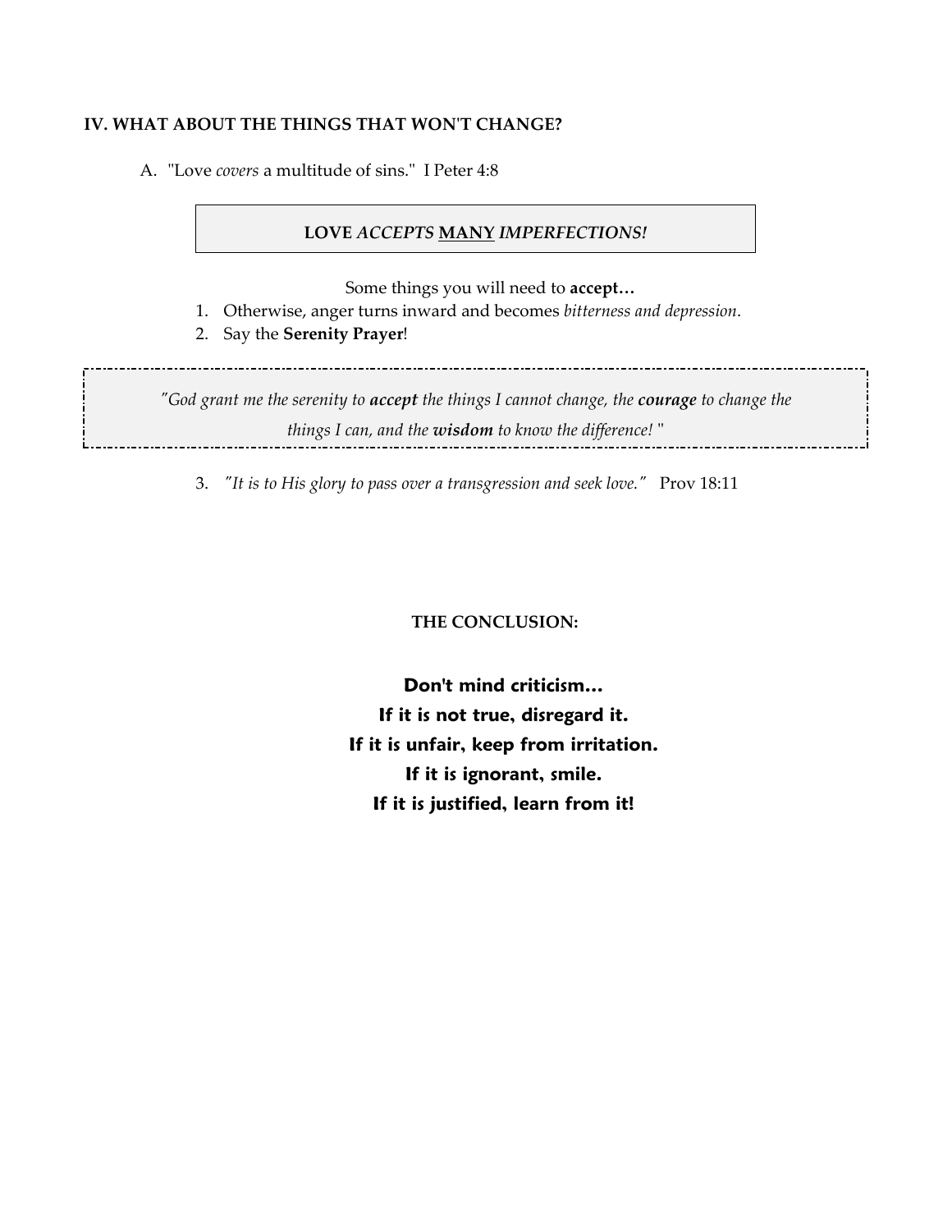### IV. WHAT ABOUT THE THINGS THAT WON'T CHANGE?

A. "Love *covers* a multitude of sins." I Peter 4:8

**LOVE *ACCEPTS* <u>MANY</u> *IMPERFECTIONS!***

Some things you will need to **accept…**

1. Otherwise, anger turns inward and becomes *bitterness and depression*.
2. Say the **Serenity Prayer**!

> *"God grant me the serenity to **accept** the things I cannot change, the **courage** to change the things I can, and the **wisdom** to know the difference!* "

3. *"It is to His glory to pass over a transgression and seek love."* Prov 18:11

**THE CONCLUSION:**

**Don't mind criticism…**
**If it is not true, disregard it.**
**If it is unfair, keep from irritation.**
**If it is ignorant, smile.**
**If it is justified, learn from it!**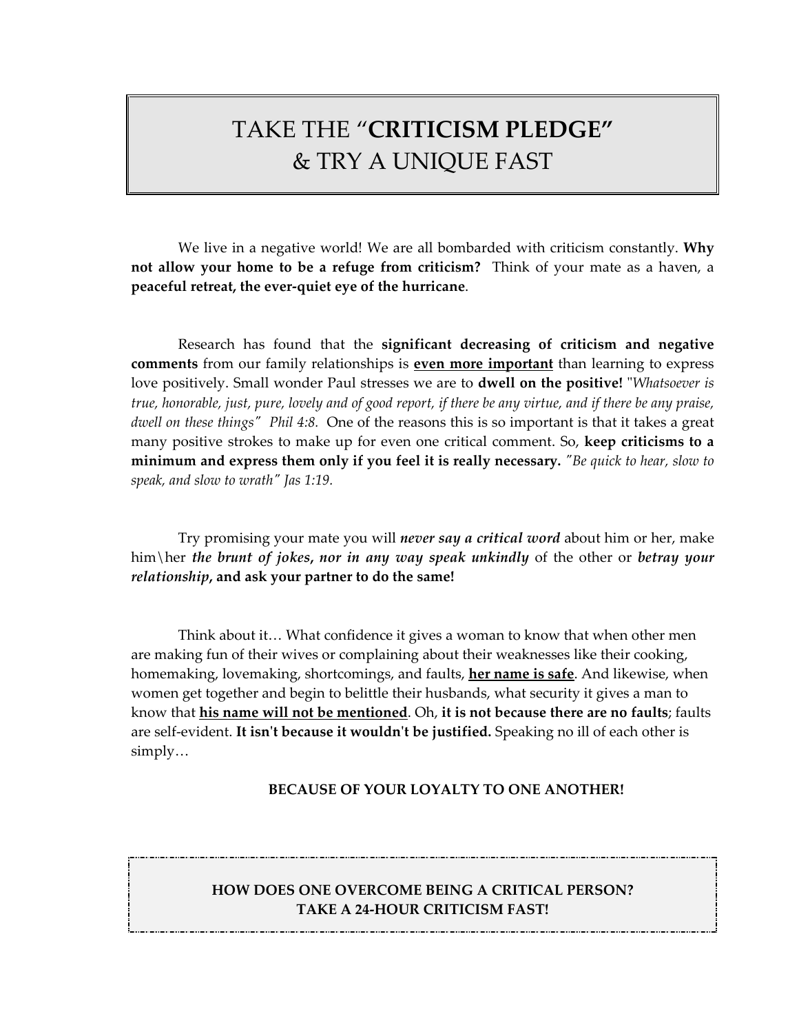# TAKE THE "**CRITICISM PLEDGE**" & TRY A UNIQUE FAST

We live in a negative world! We are all bombarded with criticism constantly. **Why not allow your home to be a refuge from criticism?** Think of your mate as a haven, a **peaceful retreat, the ever-quiet eye of the hurricane**.

Research has found that the **significant decreasing of criticism and negative comments** from our family relationships is **<u>even more important</u>** than learning to express love positively. Small wonder Paul stresses we are to **dwell on the positive!** "*Whatsoever is true, honorable, just, pure, lovely and of good report, if there be any virtue, and if there be any praise, dwell on these things" Phil 4:8.* One of the reasons this is so important is that it takes a great many positive strokes to make up for even one critical comment. So, **keep criticisms to a minimum and express them only if you feel it is really necessary.** *"Be quick to hear, slow to speak, and slow to wrath" Jas 1:19.*

Try promising your mate you will ***never say a critical word*** about him or her, make him\her ***the brunt of jokes, nor in any way speak unkindly*** of the other or ***betray your relationship*, and ask your partner to do the same!**

Think about it… What confidence it gives a woman to know that when other men are making fun of their wives or complaining about their weaknesses like their cooking, homemaking, lovemaking, shortcomings, and faults, **<u>her name is safe</u>**. And likewise, when women get together and begin to belittle their husbands, what security it gives a man to know that **<u>his name will not be mentioned</u>**. Oh, **it is not because there are no faults**; faults are self-evident. **It isn't because it wouldn't be justified.** Speaking no ill of each other is simply…

**BECAUSE OF YOUR LOYALTY TO ONE ANOTHER!**

**HOW DOES ONE OVERCOME BEING A CRITICAL PERSON?
TAKE A 24-HOUR CRITICISM FAST!**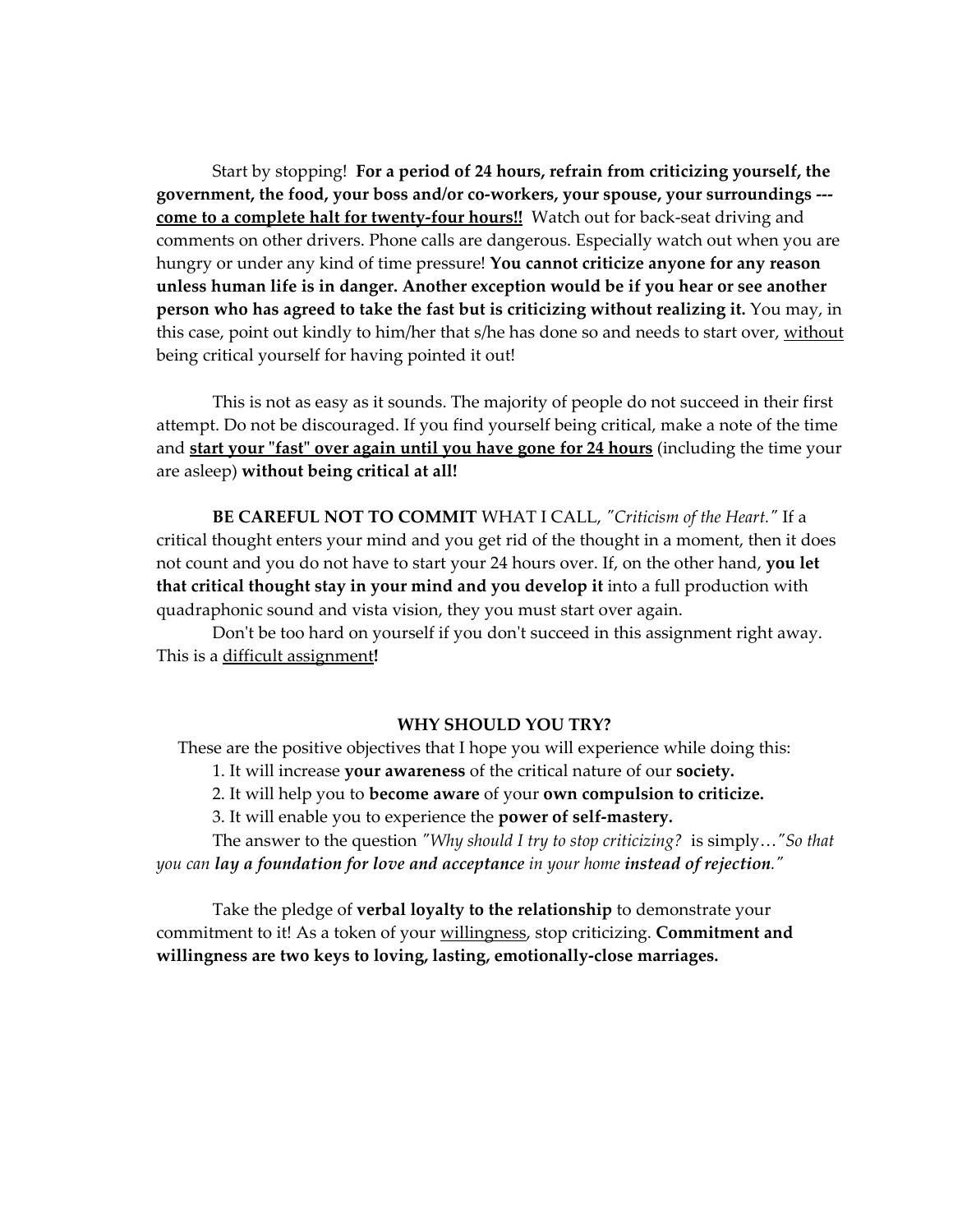Start by stopping! **For a period of 24 hours, refrain from criticizing yourself, the government, the food, your boss and/or co-workers, your spouse, your surroundings --- <u>come to a complete halt for twenty-four hours!!</u>** Watch out for back-seat driving and comments on other drivers. Phone calls are dangerous. Especially watch out when you are hungry or under any kind of time pressure! **You cannot criticize anyone for any reason unless human life is in danger. Another exception would be if you hear or see another person who has agreed to take the fast but is criticizing without realizing it.** You may, in this case, point out kindly to him/her that s/he has done so and needs to start over, <u>without</u> being critical yourself for having pointed it out!

This is not as easy as it sounds. The majority of people do not succeed in their first attempt. Do not be discouraged. If you find yourself being critical, make a note of the time and **<u>start your "fast" over again until you have gone for 24 hours</u>** (including the time your are asleep) **without being critical at all!**

**BE CAREFUL NOT TO COMMIT** WHAT I CALL, *"Criticism of the Heart."* If a critical thought enters your mind and you get rid of the thought in a moment, then it does not count and you do not have to start your 24 hours over. If, on the other hand, **you let that critical thought stay in your mind and you develop it** into a full production with quadraphonic sound and vista vision, they you must start over again.

Don't be too hard on yourself if you don't succeed in this assignment right away. This is a <u>difficult assignment</u>**!**

**WHY SHOULD YOU TRY?**

These are the positive objectives that I hope you will experience while doing this:

1. It will increase **your awareness** of the critical nature of our **society.**
2. It will help you to **become aware** of your **own compulsion to criticize.**
3. It will enable you to experience the **power of self-mastery.**

The answer to the question *"Why should I try to stop criticizing?* is simply…*"So that you can **lay a foundation for love and acceptance** in your home **instead of rejection.**"*

Take the pledge of **verbal loyalty to the relationship** to demonstrate your commitment to it! As a token of your <u>willingness</u>, stop criticizing. **Commitment and willingness are two keys to loving, lasting, emotionally-close marriages.**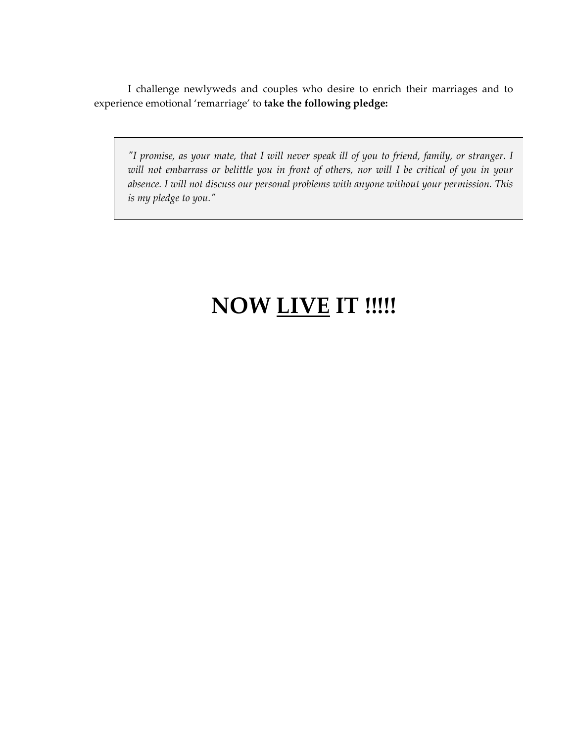I challenge newlyweds and couples who desire to enrich their marriages and to experience emotional 'remarriage' to **take the following pledge:**

> *"I promise, as your mate, that I will never speak ill of you to friend, family, or stranger. I will not embarrass or belittle you in front of others, nor will I be critical of you in your absence. I will not discuss our personal problems with anyone without your permission. This is my pledge to you."*

# NOW <u>LIVE</u> IT !!!!!